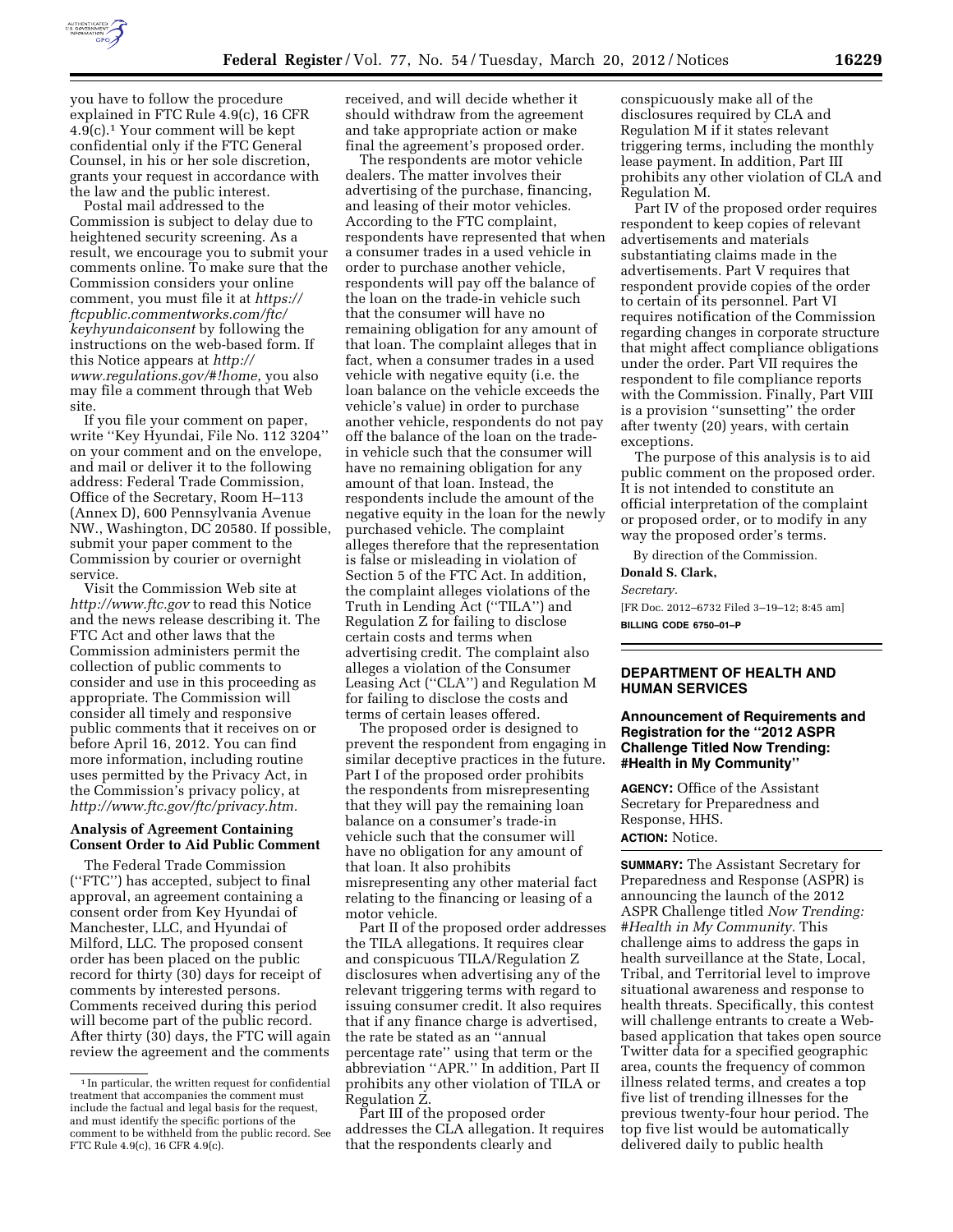you have to follow the procedure explained in FTC Rule 4.9(c), 16 CFR 4.9(c).[1] Your comment will be kept confidential only if the FTC General Counsel, in his or her sole discretion, grants your request in accordance with the law and the public interest.

Postal mail addressed to the Commission is subject to delay due to heightened security screening. As a result, we encourage you to submit your comments online. To make sure that the Commission considers your online comment, you must file it at *https://ftcpublic.commentworks.com/ftc/keyhyundaiconsent* by following the instructions on the web-based form. If this Notice appears at *http://www.regulations.gov/#!home*, you also may file a comment through that Web site.

If you file your comment on paper, write ''Key Hyundai, File No. 112 3204'' on your comment and on the envelope, and mail or deliver it to the following address: Federal Trade Commission, Office of the Secretary, Room H–113 (Annex D), 600 Pennsylvania Avenue NW., Washington, DC 20580. If possible, submit your paper comment to the Commission by courier or overnight service.

Visit the Commission Web site at *http://www.ftc.gov* to read this Notice and the news release describing it. The FTC Act and other laws that the Commission administers permit the collection of public comments to consider and use in this proceeding as appropriate. The Commission will consider all timely and responsive public comments that it receives on or before April 16, 2012. You can find more information, including routine uses permitted by the Privacy Act, in the Commission's privacy policy, at *http://www.ftc.gov/ftc/privacy.htm.*

### Analysis of Agreement Containing Consent Order to Aid Public Comment

The Federal Trade Commission (''FTC'') has accepted, subject to final approval, an agreement containing a consent order from Key Hyundai of Manchester, LLC, and Hyundai of Milford, LLC. The proposed consent order has been placed on the public record for thirty (30) days for receipt of comments by interested persons. Comments received during this period will become part of the public record. After thirty (30) days, the FTC will again review the agreement and the comments received, and will decide whether it should withdraw from the agreement and take appropriate action or make final the agreement's proposed order.

The respondents are motor vehicle dealers. The matter involves their advertising of the purchase, financing, and leasing of their motor vehicles. According to the FTC complaint, respondents have represented that when a consumer trades in a used vehicle in order to purchase another vehicle, respondents will pay off the balance of the loan on the trade-in vehicle such that the consumer will have no remaining obligation for any amount of that loan. The complaint alleges that in fact, when a consumer trades in a used vehicle with negative equity (i.e. the loan balance on the vehicle exceeds the vehicle's value) in order to purchase another vehicle, respondents do not pay off the balance of the loan on the trade-in vehicle such that the consumer will have no remaining obligation for any amount of that loan. Instead, the respondents include the amount of the negative equity in the loan for the newly purchased vehicle. The complaint alleges therefore that the representation is false or misleading in violation of Section 5 of the FTC Act. In addition, the complaint alleges violations of the Truth in Lending Act (''TILA'') and Regulation Z for failing to disclose certain costs and terms when advertising credit. The complaint also alleges a violation of the Consumer Leasing Act (''CLA'') and Regulation M for failing to disclose the costs and terms of certain leases offered.

The proposed order is designed to prevent the respondent from engaging in similar deceptive practices in the future. Part I of the proposed order prohibits the respondents from misrepresenting that they will pay the remaining loan balance on a consumer's trade-in vehicle such that the consumer will have no obligation for any amount of that loan. It also prohibits misrepresenting any other material fact relating to the financing or leasing of a motor vehicle.

Part II of the proposed order addresses the TILA allegations. It requires clear and conspicuous TILA/Regulation Z disclosures when advertising any of the relevant triggering terms with regard to issuing consumer credit. It also requires that if any finance charge is advertised, the rate be stated as an ''annual percentage rate'' using that term or the abbreviation ''APR.'' In addition, Part II prohibits any other violation of TILA or Regulation Z.

Part III of the proposed order addresses the CLA allegation. It requires that the respondents clearly and conspicuously make all of the disclosures required by CLA and Regulation M if it states relevant triggering terms, including the monthly lease payment. In addition, Part III prohibits any other violation of CLA and Regulation M.

Part IV of the proposed order requires respondent to keep copies of relevant advertisements and materials substantiating claims made in the advertisements. Part V requires that respondent provide copies of the order to certain of its personnel. Part VI requires notification of the Commission regarding changes in corporate structure that might affect compliance obligations under the order. Part VII requires the respondent to file compliance reports with the Commission. Finally, Part VIII is a provision ''sunsetting'' the order after twenty (20) years, with certain exceptions.

The purpose of this analysis is to aid public comment on the proposed order. It is not intended to constitute an official interpretation of the complaint or proposed order, or to modify in any way the proposed order's terms.

By direction of the Commission.

**Donald S. Clark,**

*Secretary.*

[FR Doc. 2012–6732 Filed 3–19–12; 8:45 am]

**BILLING CODE 6750–01–P**

---

## DEPARTMENT OF HEALTH AND HUMAN SERVICES

### Announcement of Requirements and Registration for the ''2012 ASPR Challenge Titled Now Trending: #Health in My Community''

**AGENCY:** Office of the Assistant Secretary for Preparedness and Response, HHS.

**ACTION:** Notice.

**SUMMARY:** The Assistant Secretary for Preparedness and Response (ASPR) is announcing the launch of the 2012 ASPR Challenge titled *Now Trending: #Health in My Community.* This challenge aims to address the gaps in health surveillance at the State, Local, Tribal, and Territorial level to improve situational awareness and response to health threats. Specifically, this contest will challenge entrants to create a Web-based application that takes open source Twitter data for a specified geographic area, counts the frequency of common illness related terms, and creates a top five list of trending illnesses for the previous twenty-four hour period. The top five list would be automatically delivered daily to public health

---

[1] In particular, the written request for confidential treatment that accompanies the comment must include the factual and legal basis for the request, and must identify the specific portions of the comment to be withheld from the public record. See FTC Rule 4.9(c), 16 CFR 4.9(c).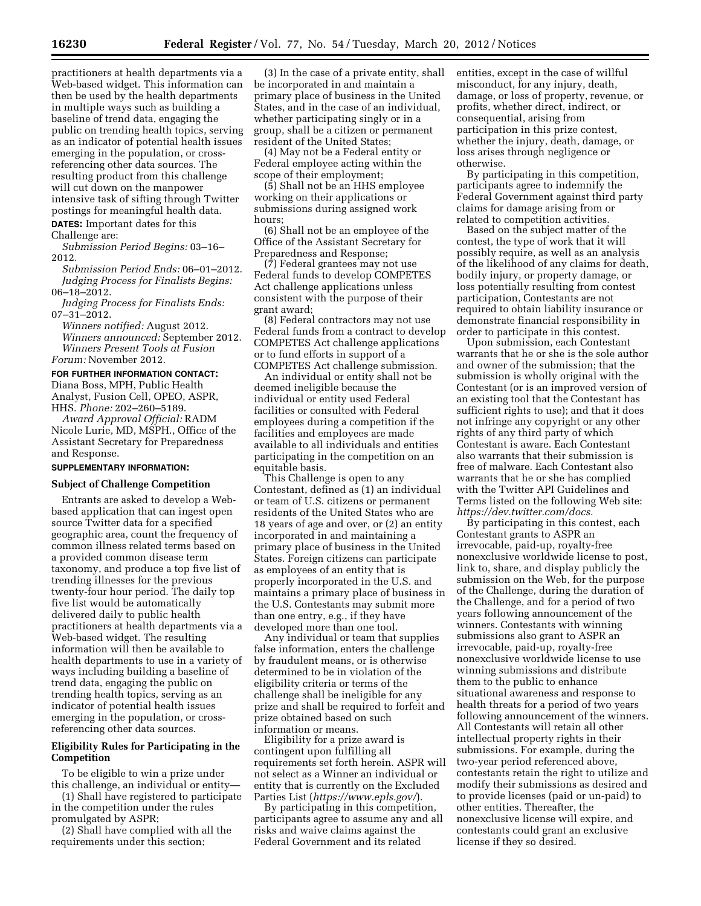practitioners at health departments via a Web-based widget. This information can then be used by the health departments in multiple ways such as building a baseline of trend data, engaging the public on trending health topics, serving as an indicator of potential health issues emerging in the population, or cross-referencing other data sources. The resulting product from this challenge will cut down on the manpower intensive task of sifting through Twitter postings for meaningful health data.

**DATES:** Important dates for this Challenge are:

*Submission Period Begins:* 03–16–2012.

*Submission Period Ends:* 06–01–2012.

*Judging Process for Finalists Begins:* 06–18–2012.

*Judging Process for Finalists Ends:* 07–31–2012.

*Winners notified:* August 2012.

*Winners announced:* September 2012.

*Winners Present Tools at Fusion Forum:* November 2012.

**FOR FURTHER INFORMATION CONTACT:** Diana Boss, MPH, Public Health Analyst, Fusion Cell, OPEO, ASPR, HHS. *Phone:* 202–260–5189.

*Award Approval Official:* RADM Nicole Lurie, MD, MSPH., Office of the Assistant Secretary for Preparedness and Response.

**SUPPLEMENTARY INFORMATION:**

## Subject of Challenge Competition

Entrants are asked to develop a Web-based application that can ingest open source Twitter data for a specified geographic area, count the frequency of common illness related terms based on a provided common disease term taxonomy, and produce a top five list of trending illnesses for the previous twenty-four hour period. The daily top five list would be automatically delivered daily to public health practitioners at health departments via a Web-based widget. The resulting information will then be available to health departments to use in a variety of ways including building a baseline of trend data, engaging the public on trending health topics, serving as an indicator of potential health issues emerging in the population, or cross-referencing other data sources.

## Eligibility Rules for Participating in the Competition

To be eligible to win a prize under this challenge, an individual or entity—

(1) Shall have registered to participate in the competition under the rules promulgated by ASPR;

(2) Shall have complied with all the requirements under this section;

(3) In the case of a private entity, shall be incorporated in and maintain a primary place of business in the United States, and in the case of an individual, whether participating singly or in a group, shall be a citizen or permanent resident of the United States;

(4) May not be a Federal entity or Federal employee acting within the scope of their employment;

(5) Shall not be an HHS employee working on their applications or submissions during assigned work hours;

(6) Shall not be an employee of the Office of the Assistant Secretary for Preparedness and Response;

(7) Federal grantees may not use Federal funds to develop COMPETES Act challenge applications unless consistent with the purpose of their grant award;

(8) Federal contractors may not use Federal funds from a contract to develop COMPETES Act challenge applications or to fund efforts in support of a COMPETES Act challenge submission.

An individual or entity shall not be deemed ineligible because the individual or entity used Federal facilities or consulted with Federal employees during a competition if the facilities and employees are made available to all individuals and entities participating in the competition on an equitable basis.

This Challenge is open to any Contestant, defined as (1) an individual or team of U.S. citizens or permanent residents of the United States who are 18 years of age and over, or (2) an entity incorporated in and maintaining a primary place of business in the United States. Foreign citizens can participate as employees of an entity that is properly incorporated in the U.S. and maintains a primary place of business in the U.S. Contestants may submit more than one entry, e.g., if they have developed more than one tool.

Any individual or team that supplies false information, enters the challenge by fraudulent means, or is otherwise determined to be in violation of the eligibility criteria or terms of the challenge shall be ineligible for any prize and shall be required to forfeit and prize obtained based on such information or means.

Eligibility for a prize award is contingent upon fulfilling all requirements set forth herein. ASPR will not select as a Winner an individual or entity that is currently on the Excluded Parties List (*https://www.epls.gov/*).

By participating in this competition, participants agree to assume any and all risks and waive claims against the Federal Government and its related entities, except in the case of willful misconduct, for any injury, death, damage, or loss of property, revenue, or profits, whether direct, indirect, or consequential, arising from participation in this prize contest, whether the injury, death, damage, or loss arises through negligence or otherwise.

By participating in this competition, participants agree to indemnify the Federal Government against third party claims for damage arising from or related to competition activities.

Based on the subject matter of the contest, the type of work that it will possibly require, as well as an analysis of the likelihood of any claims for death, bodily injury, or property damage, or loss potentially resulting from contest participation, Contestants are not required to obtain liability insurance or demonstrate financial responsibility in order to participate in this contest.

Upon submission, each Contestant warrants that he or she is the sole author and owner of the submission; that the submission is wholly original with the Contestant (or is an improved version of an existing tool that the Contestant has sufficient rights to use); and that it does not infringe any copyright or any other rights of any third party of which Contestant is aware. Each Contestant also warrants that their submission is free of malware. Each Contestant also warrants that he or she has complied with the Twitter API Guidelines and Terms listed on the following Web site: *https://dev.twitter.com/docs.*

By participating in this contest, each Contestant grants to ASPR an irrevocable, paid-up, royalty-free nonexclusive worldwide license to post, link to, share, and display publicly the submission on the Web, for the purpose of the Challenge, during the duration of the Challenge, and for a period of two years following announcement of the winners. Contestants with winning submissions also grant to ASPR an irrevocable, paid-up, royalty-free nonexclusive worldwide license to use winning submissions and distribute them to the public to enhance situational awareness and response to health threats for a period of two years following announcement of the winners. All Contestants will retain all other intellectual property rights in their submissions. For example, during the two-year period referenced above, contestants retain the right to utilize and modify their submissions as desired and to provide licenses (paid or un-paid) to other entities. Thereafter, the nonexclusive license will expire, and contestants could grant an exclusive license if they so desired.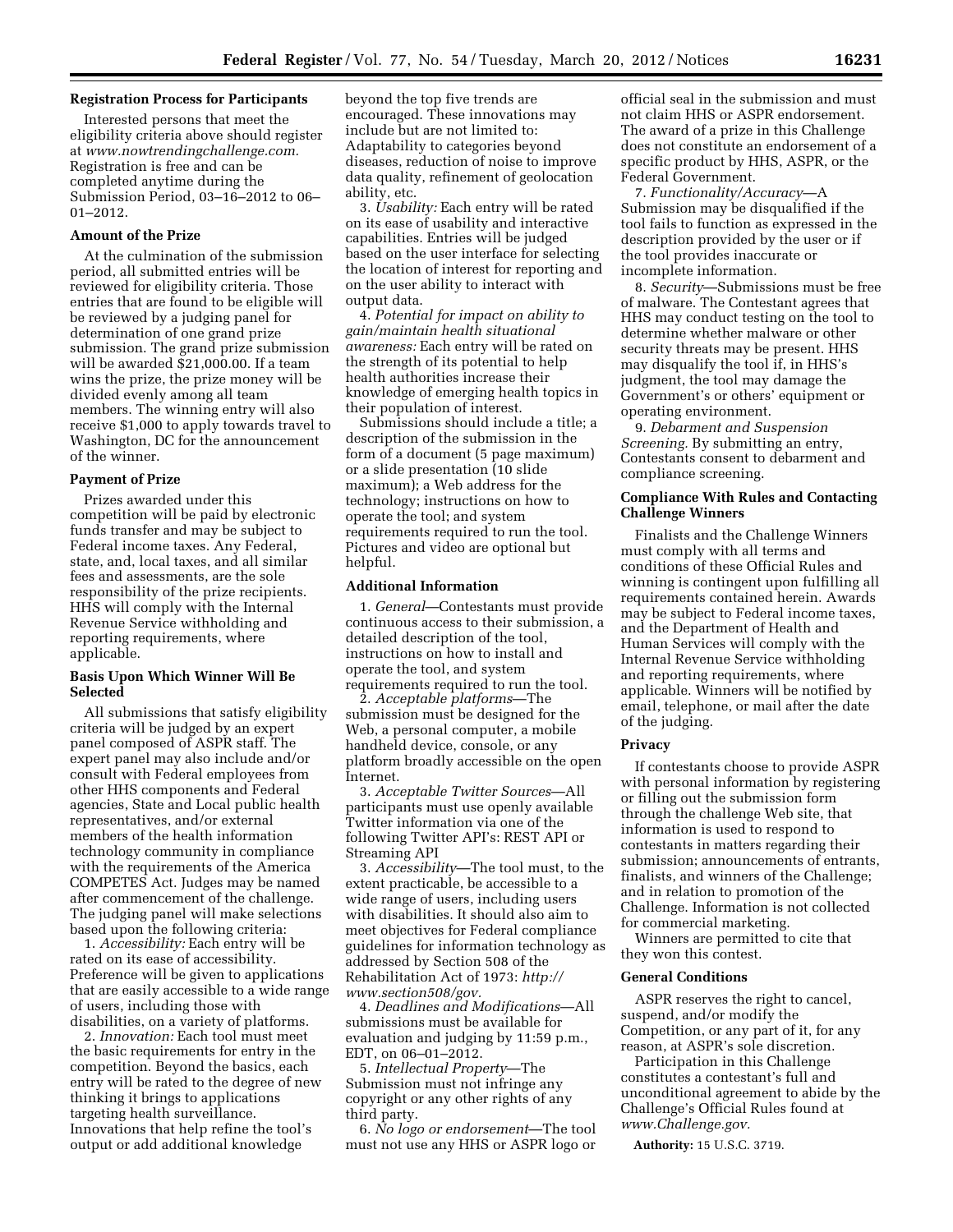### Registration Process for Participants

Interested persons that meet the eligibility criteria above should register at *www.nowtrendingchallenge.com.* Registration is free and can be completed anytime during the Submission Period, 03–16–2012 to 06–01–2012.

### Amount of the Prize

At the culmination of the submission period, all submitted entries will be reviewed for eligibility criteria. Those entries that are found to be eligible will be reviewed by a judging panel for determination of one grand prize submission. The grand prize submission will be awarded $21,000.00. If a team wins the prize, the prize money will be divided evenly among all team members. The winning entry will also receive $1,000 to apply towards travel to Washington, DC for the announcement of the winner.

### Payment of Prize

Prizes awarded under this competition will be paid by electronic funds transfer and may be subject to Federal income taxes. Any Federal, state, and, local taxes, and all similar fees and assessments, are the sole responsibility of the prize recipients. HHS will comply with the Internal Revenue Service withholding and reporting requirements, where applicable.

### Basis Upon Which Winner Will Be Selected

All submissions that satisfy eligibility criteria will be judged by an expert panel composed of ASPR staff. The expert panel may also include and/or consult with Federal employees from other HHS components and Federal agencies, State and Local public health representatives, and/or external members of the health information technology community in compliance with the requirements of the America COMPETES Act. Judges may be named after commencement of the challenge. The judging panel will make selections based upon the following criteria:

1. *Accessibility:* Each entry will be rated on its ease of accessibility. Preference will be given to applications that are easily accessible to a wide range of users, including those with disabilities, on a variety of platforms.

2. *Innovation:* Each tool must meet the basic requirements for entry in the competition. Beyond the basics, each entry will be rated to the degree of new thinking it brings to applications targeting health surveillance. Innovations that help refine the tool's output or add additional knowledge beyond the top five trends are encouraged. These innovations may include but are not limited to: Adaptability to categories beyond diseases, reduction of noise to improve data quality, refinement of geolocation ability, etc.

3. *Usability:* Each entry will be rated on its ease of usability and interactive capabilities. Entries will be judged based on the user interface for selecting the location of interest for reporting and on the user ability to interact with output data.

4. *Potential for impact on ability to gain/maintain health situational awareness:* Each entry will be rated on the strength of its potential to help health authorities increase their knowledge of emerging health topics in their population of interest.

Submissions should include a title; a description of the submission in the form of a document (5 page maximum) or a slide presentation (10 slide maximum); a Web address for the technology; instructions on how to operate the tool; and system requirements required to run the tool. Pictures and video are optional but helpful.

### Additional Information

1. *General*—Contestants must provide continuous access to their submission, a detailed description of the tool, instructions on how to install and operate the tool, and system requirements required to run the tool.

2. *Acceptable platforms*—The submission must be designed for the Web, a personal computer, a mobile handheld device, console, or any platform broadly accessible on the open Internet.

3. *Acceptable Twitter Sources*—All participants must use openly available Twitter information via one of the following Twitter API's: REST API or Streaming API

3. *Accessibility*—The tool must, to the extent practicable, be accessible to a wide range of users, including users with disabilities. It should also aim to meet objectives for Federal compliance guidelines for information technology as addressed by Section 508 of the Rehabilitation Act of 1973: *http://www.section508/gov.*

4. *Deadlines and Modifications*—All submissions must be available for evaluation and judging by 11:59 p.m., EDT, on 06–01–2012.

5. *Intellectual Property*—The Submission must not infringe any copyright or any other rights of any third party.

6. *No logo or endorsement*—The tool must not use any HHS or ASPR logo or official seal in the submission and must not claim HHS or ASPR endorsement. The award of a prize in this Challenge does not constitute an endorsement of a specific product by HHS, ASPR, or the Federal Government.

7. *Functionality/Accuracy*—A Submission may be disqualified if the tool fails to function as expressed in the description provided by the user or if the tool provides inaccurate or incomplete information.

8. *Security*—Submissions must be free of malware. The Contestant agrees that HHS may conduct testing on the tool to determine whether malware or other security threats may be present. HHS may disqualify the tool if, in HHS's judgment, the tool may damage the Government's or others' equipment or operating environment.

9. *Debarment and Suspension Screening.* By submitting an entry, Contestants consent to debarment and compliance screening.

### Compliance With Rules and Contacting Challenge Winners

Finalists and the Challenge Winners must comply with all terms and conditions of these Official Rules and winning is contingent upon fulfilling all requirements contained herein. Awards may be subject to Federal income taxes, and the Department of Health and Human Services will comply with the Internal Revenue Service withholding and reporting requirements, where applicable. Winners will be notified by email, telephone, or mail after the date of the judging.

### Privacy

If contestants choose to provide ASPR with personal information by registering or filling out the submission form through the challenge Web site, that information is used to respond to contestants in matters regarding their submission; announcements of entrants, finalists, and winners of the Challenge; and in relation to promotion of the Challenge. Information is not collected for commercial marketing.

Winners are permitted to cite that they won this contest.

### General Conditions

ASPR reserves the right to cancel, suspend, and/or modify the Competition, or any part of it, for any reason, at ASPR's sole discretion.

Participation in this Challenge constitutes a contestant's full and unconditional agreement to abide by the Challenge's Official Rules found at *www.Challenge.gov.*

**Authority:** 15 U.S.C. 3719.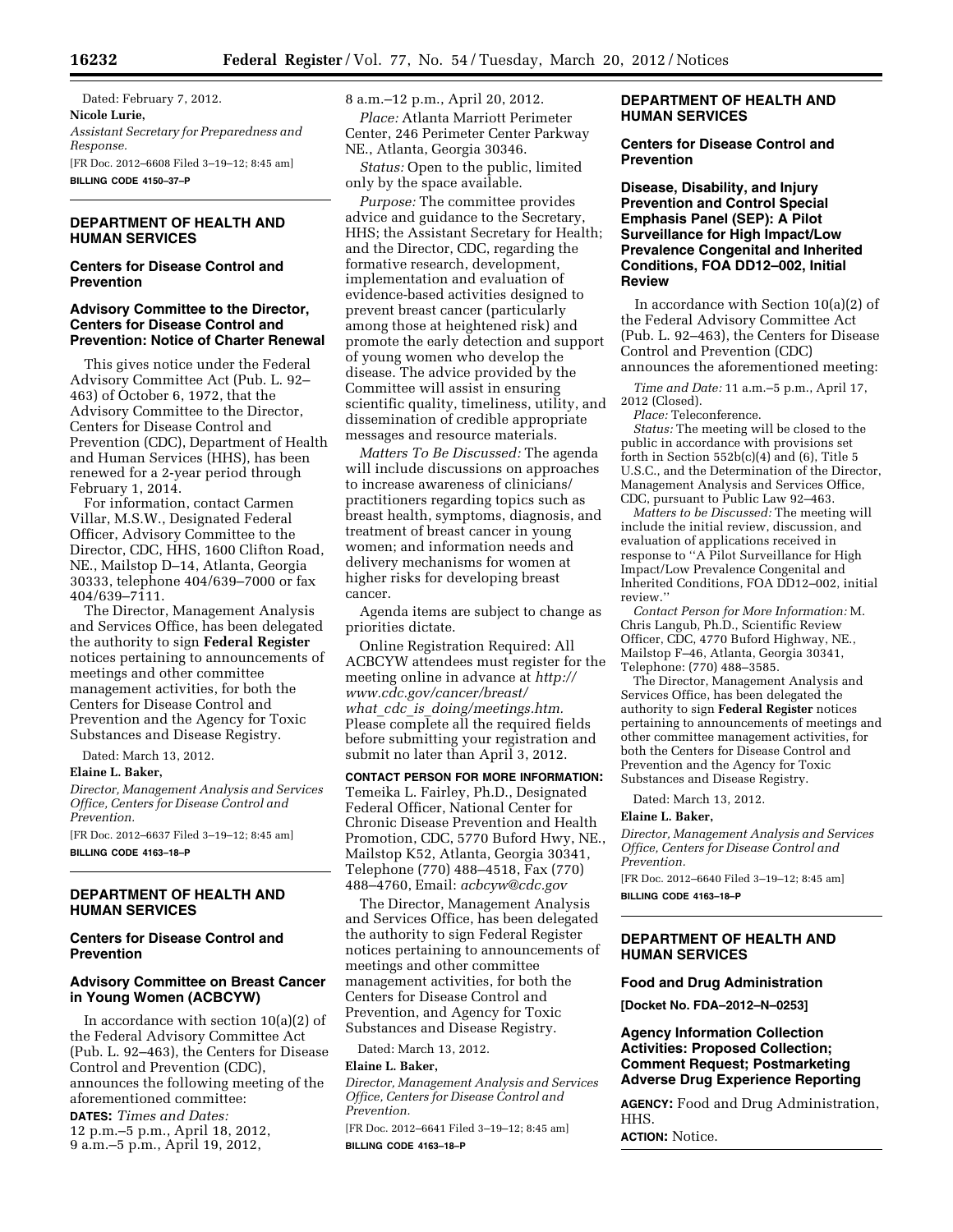Dated: February 7, 2012.

**Nicole Lurie,**

*Assistant Secretary for Preparedness and Response.*

[FR Doc. 2012–6608 Filed 3–19–12; 8:45 am]

**BILLING CODE 4150–37–P**

---

## DEPARTMENT OF HEALTH AND HUMAN SERVICES

### Centers for Disease Control and Prevention

### Advisory Committee to the Director, Centers for Disease Control and Prevention: Notice of Charter Renewal

This gives notice under the Federal Advisory Committee Act (Pub. L. 92–463) of October 6, 1972, that the Advisory Committee to the Director, Centers for Disease Control and Prevention (CDC), Department of Health and Human Services (HHS), has been renewed for a 2-year period through February 1, 2014.

For information, contact Carmen Villar, M.S.W., Designated Federal Officer, Advisory Committee to the Director, CDC, HHS, 1600 Clifton Road, NE., Mailstop D–14, Atlanta, Georgia 30333, telephone 404/639–7000 or fax 404/639–7111.

The Director, Management Analysis and Services Office, has been delegated the authority to sign **Federal Register** notices pertaining to announcements of meetings and other committee management activities, for both the Centers for Disease Control and Prevention and the Agency for Toxic Substances and Disease Registry.

Dated: March 13, 2012.

**Elaine L. Baker,**

*Director, Management Analysis and Services Office, Centers for Disease Control and Prevention.*

[FR Doc. 2012–6637 Filed 3–19–12; 8:45 am]

**BILLING CODE 4163–18–P**

---

## DEPARTMENT OF HEALTH AND HUMAN SERVICES

### Centers for Disease Control and Prevention

### Advisory Committee on Breast Cancer in Young Women (ACBCYW)

In accordance with section 10(a)(2) of the Federal Advisory Committee Act (Pub. L. 92–463), the Centers for Disease Control and Prevention (CDC), announces the following meeting of the aforementioned committee:

**DATES:** *Times and Dates:*

12 p.m.–5 p.m., April 18, 2012,
9 a.m.–5 p.m., April 19, 2012,
8 a.m.–12 p.m., April 20, 2012.

*Place:* Atlanta Marriott Perimeter Center, 246 Perimeter Center Parkway NE., Atlanta, Georgia 30346.

*Status:* Open to the public, limited only by the space available.

*Purpose:* The committee provides advice and guidance to the Secretary, HHS; the Assistant Secretary for Health; and the Director, CDC, regarding the formative research, development, implementation and evaluation of evidence-based activities designed to prevent breast cancer (particularly among those at heightened risk) and promote the early detection and support of young women who develop the disease. The advice provided by the Committee will assist in ensuring scientific quality, timeliness, utility, and dissemination of credible appropriate messages and resource materials.

*Matters To Be Discussed:* The agenda will include discussions on approaches to increase awareness of clinicians/practitioners regarding topics such as breast health, symptoms, diagnosis, and treatment of breast cancer in young women; and information needs and delivery mechanisms for women at higher risks for developing breast cancer.

Agenda items are subject to change as priorities dictate.

Online Registration Required: All ACBCYW attendees must register for the meeting online in advance at *http://www.cdc.gov/cancer/breast/what_cdc_is_doing/meetings.htm.* Please complete all the required fields before submitting your registration and submit no later than April 3, 2012.

**CONTACT PERSON FOR MORE INFORMATION:** Temeika L. Fairley, Ph.D., Designated Federal Officer, National Center for Chronic Disease Prevention and Health Promotion, CDC, 5770 Buford Hwy, NE., Mailstop K52, Atlanta, Georgia 30341, Telephone (770) 488–4518, Fax (770) 488–4760, Email: *acbcyw@cdc.gov*

The Director, Management Analysis and Services Office, has been delegated the authority to sign Federal Register notices pertaining to announcements of meetings and other committee management activities, for both the Centers for Disease Control and Prevention, and Agency for Toxic Substances and Disease Registry.

Dated: March 13, 2012.

**Elaine L. Baker,**

*Director, Management Analysis and Services Office, Centers for Disease Control and Prevention.*

[FR Doc. 2012–6641 Filed 3–19–12; 8:45 am]

**BILLING CODE 4163–18–P**

---

## DEPARTMENT OF HEALTH AND HUMAN SERVICES

### Centers for Disease Control and Prevention

### Disease, Disability, and Injury Prevention and Control Special Emphasis Panel (SEP): A Pilot Surveillance for High Impact/Low Prevalence Congenital and Inherited Conditions, FOA DD12–002, Initial Review

In accordance with Section 10(a)(2) of the Federal Advisory Committee Act (Pub. L. 92–463), the Centers for Disease Control and Prevention (CDC) announces the aforementioned meeting:

*Time and Date:* 11 a.m.–5 p.m., April 17, 2012 (Closed).

*Place:* Teleconference.

*Status:* The meeting will be closed to the public in accordance with provisions set forth in Section 552b(c)(4) and (6), Title 5 U.S.C., and the Determination of the Director, Management Analysis and Services Office, CDC, pursuant to Public Law 92–463.

*Matters to be Discussed:* The meeting will include the initial review, discussion, and evaluation of applications received in response to "A Pilot Surveillance for High Impact/Low Prevalence Congenital and Inherited Conditions, FOA DD12–002, initial review."

*Contact Person for More Information:* M. Chris Langub, Ph.D., Scientific Review Officer, CDC, 4770 Buford Highway, NE., Mailstop F–46, Atlanta, Georgia 30341, Telephone: (770) 488–3585.

The Director, Management Analysis and Services Office, has been delegated the authority to sign **Federal Register** notices pertaining to announcements of meetings and other committee management activities, for both the Centers for Disease Control and Prevention and the Agency for Toxic Substances and Disease Registry.

Dated: March 13, 2012.

**Elaine L. Baker,**

*Director, Management Analysis and Services Office, Centers for Disease Control and Prevention.*

[FR Doc. 2012–6640 Filed 3–19–12; 8:45 am]

**BILLING CODE 4163–18–P**

---

## DEPARTMENT OF HEALTH AND HUMAN SERVICES

### Food and Drug Administration

**[Docket No. FDA–2012–N–0253]**

### Agency Information Collection Activities: Proposed Collection; Comment Request; Postmarketing Adverse Drug Experience Reporting

**AGENCY:** Food and Drug Administration, HHS.

**ACTION:** Notice.